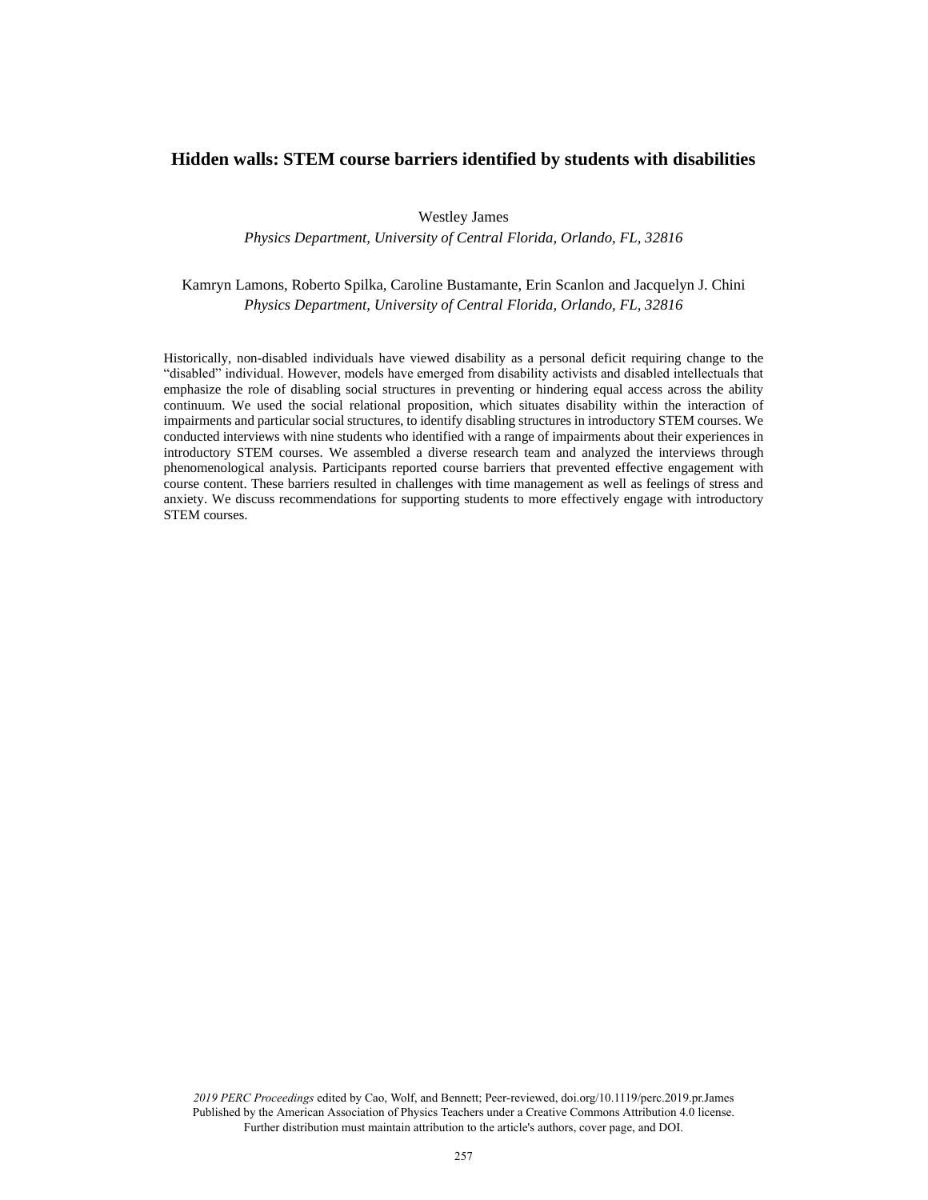# Hidden walls: STEM course barriers identified by students with disabilities

Westley James

*Physics Department, University of Central Florida, Orlando, FL, 32816*

Kamryn Lamons, Roberto Spilka, Caroline Bustamante, Erin Scanlon and Jacquelyn J. Chini

*Physics Department, University of Central Florida, Orlando, FL, 32816*

Historically, non-disabled individuals have viewed disability as a personal deficit requiring change to the "disabled" individual. However, models have emerged from disability activists and disabled intellectuals that emphasize the role of disabling social structures in preventing or hindering equal access across the ability continuum. We used the social relational proposition, which situates disability within the interaction of impairments and particular social structures, to identify disabling structures in introductory STEM courses. We conducted interviews with nine students who identified with a range of impairments about their experiences in introductory STEM courses. We assembled a diverse research team and analyzed the interviews through phenomenological analysis. Participants reported course barriers that prevented effective engagement with course content. These barriers resulted in challenges with time management as well as feelings of stress and anxiety. We discuss recommendations for supporting students to more effectively engage with introductory STEM courses.

*2019 PERC Proceedings* edited by Cao, Wolf, and Bennett; Peer-reviewed, doi.org/10.1119/perc.2019.pr.James
Published by the American Association of Physics Teachers under a Creative Commons Attribution 4.0 license.
Further distribution must maintain attribution to the article's authors, cover page, and DOI.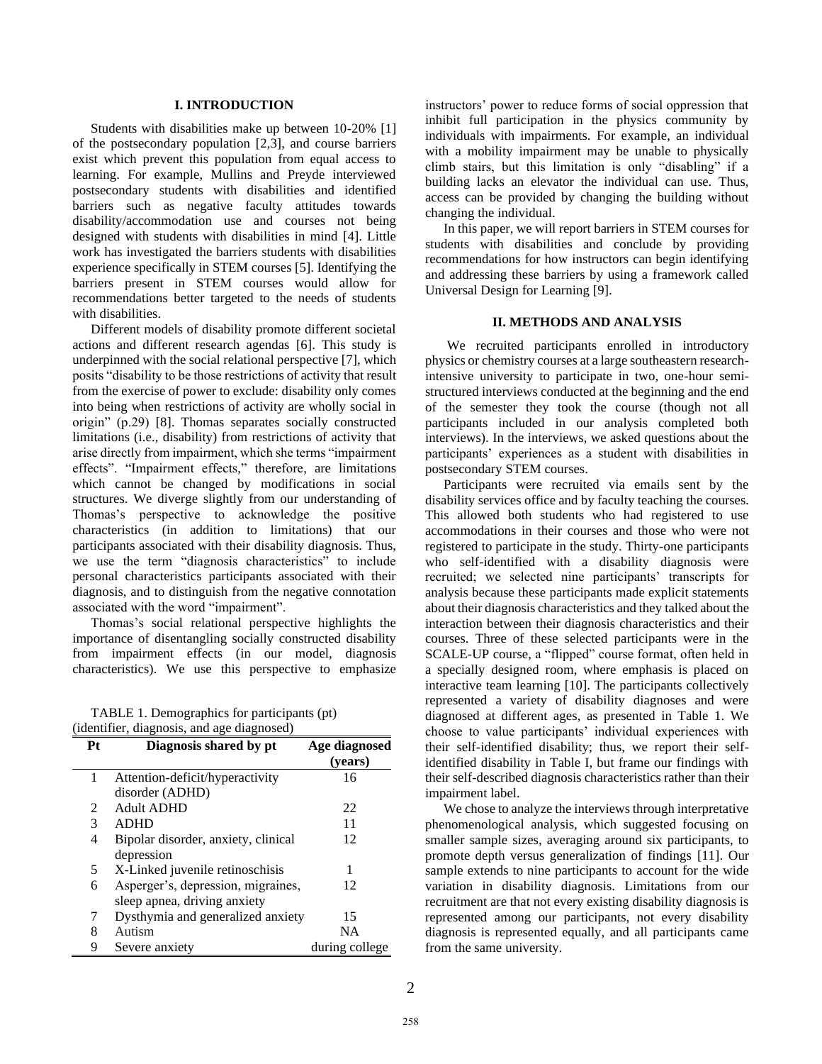## I. INTRODUCTION

Students with disabilities make up between 10-20% [1] of the postsecondary population [2,3], and course barriers exist which prevent this population from equal access to learning. For example, Mullins and Preyde interviewed postsecondary students with disabilities and identified barriers such as negative faculty attitudes towards disability/accommodation use and courses not being designed with students with disabilities in mind [4]. Little work has investigated the barriers students with disabilities experience specifically in STEM courses [5]. Identifying the barriers present in STEM courses would allow for recommendations better targeted to the needs of students with disabilities.

Different models of disability promote different societal actions and different research agendas [6]. This study is underpinned with the social relational perspective [7], which posits "disability to be those restrictions of activity that result from the exercise of power to exclude: disability only comes into being when restrictions of activity are wholly social in origin" (p.29) [8]. Thomas separates socially constructed limitations (i.e., disability) from restrictions of activity that arise directly from impairment, which she terms "impairment effects". "Impairment effects," therefore, are limitations which cannot be changed by modifications in social structures. We diverge slightly from our understanding of Thomas's perspective to acknowledge the positive characteristics (in addition to limitations) that our participants associated with their disability diagnosis. Thus, we use the term "diagnosis characteristics" to include personal characteristics participants associated with their diagnosis, and to distinguish from the negative connotation associated with the word "impairment".

Thomas's social relational perspective highlights the importance of disentangling socially constructed disability from impairment effects (in our model, diagnosis characteristics). We use this perspective to emphasize instructors' power to reduce forms of social oppression that inhibit full participation in the physics community by individuals with impairments. For example, an individual with a mobility impairment may be unable to physically climb stairs, but this limitation is only "disabling" if a building lacks an elevator the individual can use. Thus, access can be provided by changing the building without changing the individual.

In this paper, we will report barriers in STEM courses for students with disabilities and conclude by providing recommendations for how instructors can begin identifying and addressing these barriers by using a framework called Universal Design for Learning [9].

TABLE 1. Demographics for participants (pt) (identifier, diagnosis, and age diagnosed)

| Pt | Diagnosis shared by pt | Age diagnosed (years) |
|---|---|---|
| 1 | Attention-deficit/hyperactivity disorder (ADHD) | 16 |
| 2 | Adult ADHD | 22 |
| 3 | ADHD | 11 |
| 4 | Bipolar disorder, anxiety, clinical depression | 12 |
| 5 | X-Linked juvenile retinoschisis | 1 |
| 6 | Asperger's, depression, migraines, sleep apnea, driving anxiety | 12 |
| 7 | Dysthymia and generalized anxiety | 15 |
| 8 | Autism | NA |
| 9 | Severe anxiety | during college |

## II. METHODS AND ANALYSIS

We recruited participants enrolled in introductory physics or chemistry courses at a large southeastern research-intensive university to participate in two, one-hour semi-structured interviews conducted at the beginning and the end of the semester they took the course (though not all participants included in our analysis completed both interviews). In the interviews, we asked questions about the participants' experiences as a student with disabilities in postsecondary STEM courses.

Participants were recruited via emails sent by the disability services office and by faculty teaching the courses. This allowed both students who had registered to use accommodations in their courses and those who were not registered to participate in the study. Thirty-one participants who self-identified with a disability diagnosis were recruited; we selected nine participants' transcripts for analysis because these participants made explicit statements about their diagnosis characteristics and they talked about the interaction between their diagnosis characteristics and their courses. Three of these selected participants were in the SCALE-UP course, a "flipped" course format, often held in a specially designed room, where emphasis is placed on interactive team learning [10]. The participants collectively represented a variety of disability diagnoses and were diagnosed at different ages, as presented in Table 1. We choose to value participants' individual experiences with their self-identified disability; thus, we report their self-identified disability in Table I, but frame our findings with their self-described diagnosis characteristics rather than their impairment label.

We chose to analyze the interviews through interpretative phenomenological analysis, which suggested focusing on smaller sample sizes, averaging around six participants, to promote depth versus generalization of findings [11]. Our sample extends to nine participants to account for the wide variation in disability diagnosis. Limitations from our recruitment are that not every existing disability diagnosis is represented among our participants, not every disability diagnosis is represented equally, and all participants came from the same university.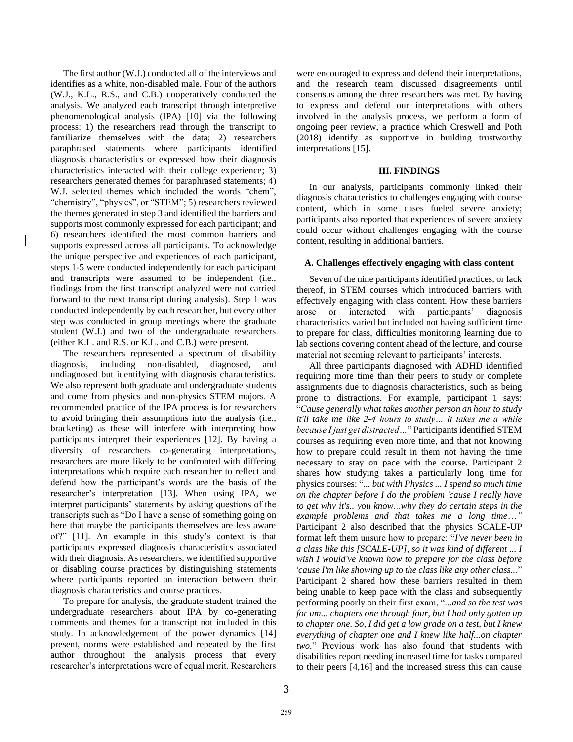The first author (W.J.) conducted all of the interviews and identifies as a white, non-disabled male. Four of the authors (W.J., K.L., R.S., and C.B.) cooperatively conducted the analysis. We analyzed each transcript through interpretive phenomenological analysis (IPA) [10] via the following process: 1) the researchers read through the transcript to familiarize themselves with the data; 2) researchers paraphrased statements where participants identified diagnosis characteristics or expressed how their diagnosis characteristics interacted with their college experience; 3) researchers generated themes for paraphrased statements; 4) W.J. selected themes which included the words "chem", "chemistry", "physics", or "STEM"; 5) researchers reviewed the themes generated in step 3 and identified the barriers and supports most commonly expressed for each participant; and 6) researchers identified the most common barriers and supports expressed across all participants. To acknowledge the unique perspective and experiences of each participant, steps 1-5 were conducted independently for each participant and transcripts were assumed to be independent (i.e., findings from the first transcript analyzed were not carried forward to the next transcript during analysis). Step 1 was conducted independently by each researcher, but every other step was conducted in group meetings where the graduate student (W.J.) and two of the undergraduate researchers (either K.L. and R.S. or K.L. and C.B.) were present.

The researchers represented a spectrum of disability diagnosis, including non-disabled, diagnosed, and undiagnosed but identifying with diagnosis characteristics. We also represent both graduate and undergraduate students and come from physics and non-physics STEM majors. A recommended practice of the IPA process is for researchers to avoid bringing their assumptions into the analysis (i.e., bracketing) as these will interfere with interpreting how participants interpret their experiences [12]. By having a diversity of researchers co-generating interpretations, researchers are more likely to be confronted with differing interpretations which require each researcher to reflect and defend how the participant's words are the basis of the researcher's interpretation [13]. When using IPA, we interpret participants' statements by asking questions of the transcripts such as "Do I have a sense of something going on here that maybe the participants themselves are less aware of?" [11]. An example in this study's context is that participants expressed diagnosis characteristics associated with their diagnosis. As researchers, we identified supportive or disabling course practices by distinguishing statements where participants reported an interaction between their diagnosis characteristics and course practices.

To prepare for analysis, the graduate student trained the undergraduate researchers about IPA by co-generating comments and themes for a transcript not included in this study. In acknowledgement of the power dynamics [14] present, norms were established and repeated by the first author throughout the analysis process that every researcher's interpretations were of equal merit. Researchers were encouraged to express and defend their interpretations, and the research team discussed disagreements until consensus among the three researchers was met. By having to express and defend our interpretations with others involved in the analysis process, we perform a form of ongoing peer review, a practice which Creswell and Poth (2018) identify as supportive in building trustworthy interpretations [15].

## III. FINDINGS

In our analysis, participants commonly linked their diagnosis characteristics to challenges engaging with course content, which in some cases fueled severe anxiety; participants also reported that experiences of severe anxiety could occur without challenges engaging with the course content, resulting in additional barriers.

### A. Challenges effectively engaging with class content

Seven of the nine participants identified practices, or lack thereof, in STEM courses which introduced barriers with effectively engaging with class content. How these barriers arose or interacted with participants' diagnosis characteristics varied but included not having sufficient time to prepare for class, difficulties monitoring learning due to lab sections covering content ahead of the lecture, and course material not seeming relevant to participants' interests.

All three participants diagnosed with ADHD identified requiring more time than their peers to study or complete assignments due to diagnosis characteristics, such as being prone to distractions. For example, participant 1 says: "*Cause generally what takes another person an hour to study it'll take me like 2-4 hours to study… it takes me a while because I just get distracted…*" Participants identified STEM courses as requiring even more time, and that not knowing how to prepare could result in them not having the time necessary to stay on pace with the course. Participant 2 shares how studying takes a particularly long time for physics courses: "*... but with Physics ... I spend so much time on the chapter before I do the problem 'cause I really have to get why it's.. you know…why they do certain steps in the example problems and that takes me a long time…*" Participant 2 also described that the physics SCALE-UP format left them unsure how to prepare: "*I've never been in a class like this [SCALE-UP], so it was kind of different ... I wish I would've known how to prepare for the class before 'cause I'm like showing up to the class like any other class...*" Participant 2 shared how these barriers resulted in them being unable to keep pace with the class and subsequently performing poorly on their first exam, "*...and so the test was for um... chapters one through four, but I had only gotten up to chapter one. So, I did get a low grade on a test, but I knew everything of chapter one and I knew like half...on chapter two.*" Previous work has also found that students with disabilities report needing increased time for tasks compared to their peers [4,16] and the increased stress this can cause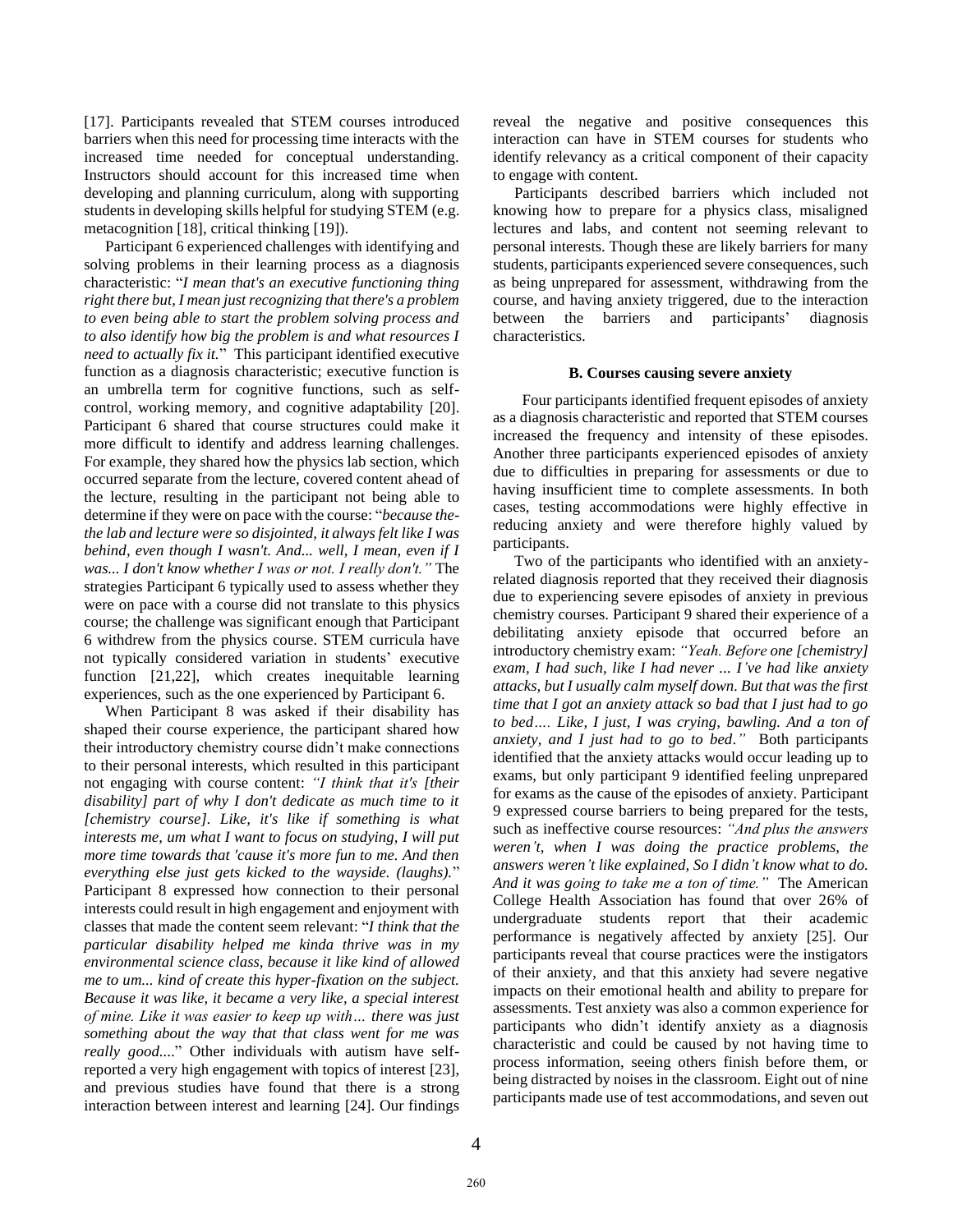[17]. Participants revealed that STEM courses introduced barriers when this need for processing time interacts with the increased time needed for conceptual understanding. Instructors should account for this increased time when developing and planning curriculum, along with supporting students in developing skills helpful for studying STEM (e.g. metacognition [18], critical thinking [19]).

Participant 6 experienced challenges with identifying and solving problems in their learning process as a diagnosis characteristic: "*I mean that's an executive functioning thing right there but, I mean just recognizing that there's a problem to even being able to start the problem solving process and to also identify how big the problem is and what resources I need to actually fix it.*" This participant identified executive function as a diagnosis characteristic; executive function is an umbrella term for cognitive functions, such as self-control, working memory, and cognitive adaptability [20]. Participant 6 shared that course structures could make it more difficult to identify and address learning challenges. For example, they shared how the physics lab section, which occurred separate from the lecture, covered content ahead of the lecture, resulting in the participant not being able to determine if they were on pace with the course: "*because the-the lab and lecture were so disjointed, it always felt like I was behind, even though I wasn't. And... well, I mean, even if I was... I don't know whether I was or not. I really don't.*" The strategies Participant 6 typically used to assess whether they were on pace with a course did not translate to this physics course; the challenge was significant enough that Participant 6 withdrew from the physics course. STEM curricula have not typically considered variation in students' executive function [21,22], which creates inequitable learning experiences, such as the one experienced by Participant 6.

When Participant 8 was asked if their disability has shaped their course experience, the participant shared how their introductory chemistry course didn't make connections to their personal interests, which resulted in this participant not engaging with course content: *"I think that it's [their disability] part of why I don't dedicate as much time to it [chemistry course]. Like, it's like if something is what interests me, um what I want to focus on studying, I will put more time towards that 'cause it's more fun to me. And then everything else just gets kicked to the wayside. (laughs).*" Participant 8 expressed how connection to their personal interests could result in high engagement and enjoyment with classes that made the content seem relevant: "*I think that the particular disability helped me kinda thrive was in my environmental science class, because it like kind of allowed me to um... kind of create this hyper-fixation on the subject. Because it was like, it became a very like, a special interest of mine. Like it was easier to keep up with… there was just something about the way that that class went for me was really good....*" Other individuals with autism have self-reported a very high engagement with topics of interest [23], and previous studies have found that there is a strong interaction between interest and learning [24]. Our findings reveal the negative and positive consequences this interaction can have in STEM courses for students who identify relevancy as a critical component of their capacity to engage with content.

Participants described barriers which included not knowing how to prepare for a physics class, misaligned lectures and labs, and content not seeming relevant to personal interests. Though these are likely barriers for many students, participants experienced severe consequences, such as being unprepared for assessment, withdrawing from the course, and having anxiety triggered, due to the interaction between the barriers and participants' diagnosis characteristics.

### B. Courses causing severe anxiety

Four participants identified frequent episodes of anxiety as a diagnosis characteristic and reported that STEM courses increased the frequency and intensity of these episodes. Another three participants experienced episodes of anxiety due to difficulties in preparing for assessments or due to having insufficient time to complete assessments. In both cases, testing accommodations were highly effective in reducing anxiety and were therefore highly valued by participants.

Two of the participants who identified with an anxiety-related diagnosis reported that they received their diagnosis due to experiencing severe episodes of anxiety in previous chemistry courses. Participant 9 shared their experience of a debilitating anxiety episode that occurred before an introductory chemistry exam: *"Yeah. Before one [chemistry] exam, I had such, like I had never ... I've had like anxiety attacks, but I usually calm myself down. But that was the first time that I got an anxiety attack so bad that I just had to go to bed…. Like, I just, I was crying, bawling. And a ton of anxiety, and I just had to go to bed."* Both participants identified that the anxiety attacks would occur leading up to exams, but only participant 9 identified feeling unprepared for exams as the cause of the episodes of anxiety. Participant 9 expressed course barriers to being prepared for the tests, such as ineffective course resources: *"And plus the answers weren't, when I was doing the practice problems, the answers weren't like explained, So I didn't know what to do. And it was going to take me a ton of time."* The American College Health Association has found that over 26% of undergraduate students report that their academic performance is negatively affected by anxiety [25]. Our participants reveal that course practices were the instigators of their anxiety, and that this anxiety had severe negative impacts on their emotional health and ability to prepare for assessments. Test anxiety was also a common experience for participants who didn't identify anxiety as a diagnosis characteristic and could be caused by not having time to process information, seeing others finish before them, or being distracted by noises in the classroom. Eight out of nine participants made use of test accommodations, and seven out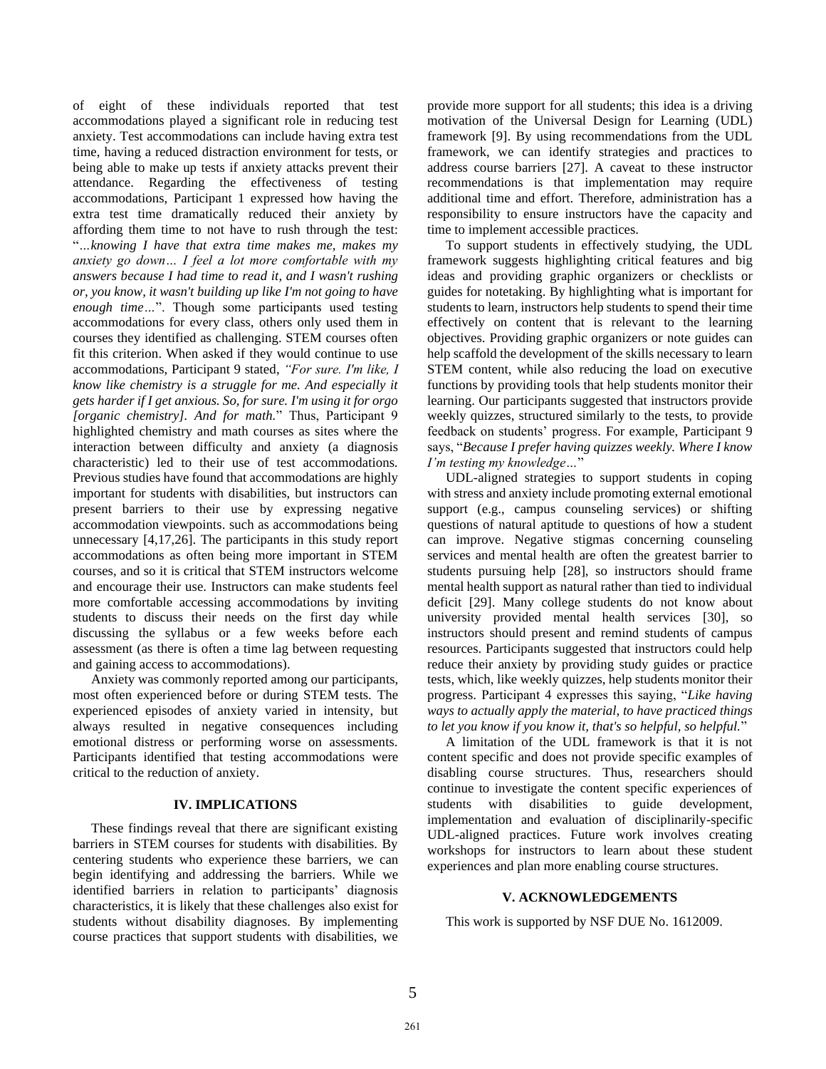of eight of these individuals reported that test accommodations played a significant role in reducing test anxiety. Test accommodations can include having extra test time, having a reduced distraction environment for tests, or being able to make up tests if anxiety attacks prevent their attendance. Regarding the effectiveness of testing accommodations, Participant 1 expressed how having the extra test time dramatically reduced their anxiety by affording them time to not have to rush through the test: "*…knowing I have that extra time makes me, makes my anxiety go down… I feel a lot more comfortable with my answers because I had time to read it, and I wasn't rushing or, you know, it wasn't building up like I'm not going to have enough time…*". Though some participants used testing accommodations for every class, others only used them in courses they identified as challenging. STEM courses often fit this criterion. When asked if they would continue to use accommodations, Participant 9 stated, *"For sure. I'm like, I know like chemistry is a struggle for me. And especially it gets harder if I get anxious. So, for sure. I'm using it for orgo [organic chemistry]. And for math.*" Thus, Participant 9 highlighted chemistry and math courses as sites where the interaction between difficulty and anxiety (a diagnosis characteristic) led to their use of test accommodations. Previous studies have found that accommodations are highly important for students with disabilities, but instructors can present barriers to their use by expressing negative accommodation viewpoints. such as accommodations being unnecessary [4,17,26]. The participants in this study report accommodations as often being more important in STEM courses, and so it is critical that STEM instructors welcome and encourage their use. Instructors can make students feel more comfortable accessing accommodations by inviting students to discuss their needs on the first day while discussing the syllabus or a few weeks before each assessment (as there is often a time lag between requesting and gaining access to accommodations).

Anxiety was commonly reported among our participants, most often experienced before or during STEM tests. The experienced episodes of anxiety varied in intensity, but always resulted in negative consequences including emotional distress or performing worse on assessments. Participants identified that testing accommodations were critical to the reduction of anxiety.

## IV. IMPLICATIONS

These findings reveal that there are significant existing barriers in STEM courses for students with disabilities. By centering students who experience these barriers, we can begin identifying and addressing the barriers. While we identified barriers in relation to participants' diagnosis characteristics, it is likely that these challenges also exist for students without disability diagnoses. By implementing course practices that support students with disabilities, we provide more support for all students; this idea is a driving motivation of the Universal Design for Learning (UDL) framework [9]. By using recommendations from the UDL framework, we can identify strategies and practices to address course barriers [27]. A caveat to these instructor recommendations is that implementation may require additional time and effort. Therefore, administration has a responsibility to ensure instructors have the capacity and time to implement accessible practices.

To support students in effectively studying, the UDL framework suggests highlighting critical features and big ideas and providing graphic organizers or checklists or guides for notetaking. By highlighting what is important for students to learn, instructors help students to spend their time effectively on content that is relevant to the learning objectives. Providing graphic organizers or note guides can help scaffold the development of the skills necessary to learn STEM content, while also reducing the load on executive functions by providing tools that help students monitor their learning. Our participants suggested that instructors provide weekly quizzes, structured similarly to the tests, to provide feedback on students' progress. For example, Participant 9 says, "*Because I prefer having quizzes weekly. Where I know I'm testing my knowledge…*"

UDL-aligned strategies to support students in coping with stress and anxiety include promoting external emotional support (e.g., campus counseling services) or shifting questions of natural aptitude to questions of how a student can improve. Negative stigmas concerning counseling services and mental health are often the greatest barrier to students pursuing help [28], so instructors should frame mental health support as natural rather than tied to individual deficit [29]. Many college students do not know about university provided mental health services [30], so instructors should present and remind students of campus resources. Participants suggested that instructors could help reduce their anxiety by providing study guides or practice tests, which, like weekly quizzes, help students monitor their progress. Participant 4 expresses this saying, "*Like having ways to actually apply the material, to have practiced things to let you know if you know it, that's so helpful, so helpful.*"

A limitation of the UDL framework is that it is not content specific and does not provide specific examples of disabling course structures. Thus, researchers should continue to investigate the content specific experiences of students with disabilities to guide development, implementation and evaluation of disciplinarily-specific UDL-aligned practices. Future work involves creating workshops for instructors to learn about these student experiences and plan more enabling course structures.

## V. ACKNOWLEDGEMENTS

This work is supported by NSF DUE No. 1612009.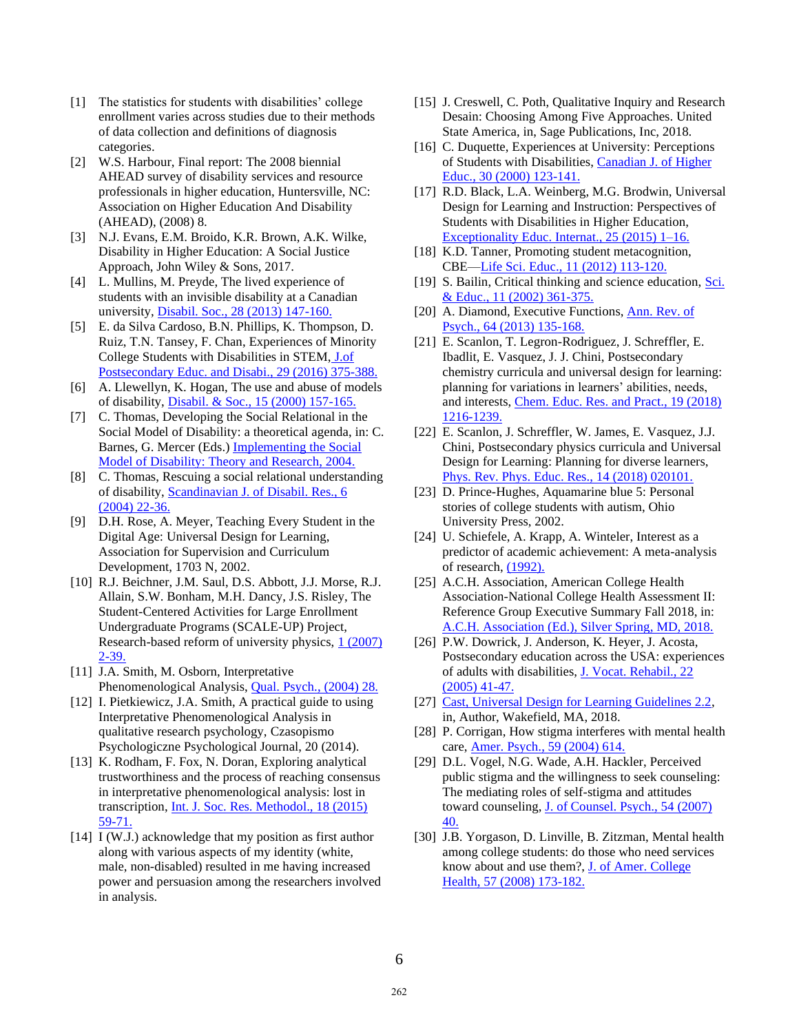[1] The statistics for students with disabilities' college enrollment varies across studies due to their methods of data collection and definitions of diagnosis categories.

[2] W.S. Harbour, Final report: The 2008 biennial AHEAD survey of disability services and resource professionals in higher education, Huntersville, NC: Association on Higher Education And Disability (AHEAD), (2008) 8.

[3] N.J. Evans, E.M. Broido, K.R. Brown, A.K. Wilke, Disability in Higher Education: A Social Justice Approach, John Wiley & Sons, 2017.

[4] L. Mullins, M. Preyde, The lived experience of students with an invisible disability at a Canadian university, Disabil. Soc., 28 (2013) 147-160.

[5] E. da Silva Cardoso, B.N. Phillips, K. Thompson, D. Ruiz, T.N. Tansey, F. Chan, Experiences of Minority College Students with Disabilities in STEM, J.of Postsecondary Educ. and Disabi., 29 (2016) 375-388.

[6] A. Llewellyn, K. Hogan, The use and abuse of models of disability, Disabil. & Soc., 15 (2000) 157-165.

[7] C. Thomas, Developing the Social Relational in the Social Model of Disability: a theoretical agenda, in: C. Barnes, G. Mercer (Eds.) Implementing the Social Model of Disability: Theory and Research, 2004.

[8] C. Thomas, Rescuing a social relational understanding of disability, Scandinavian J. of Disabil. Res., 6 (2004) 22-36.

[9] D.H. Rose, A. Meyer, Teaching Every Student in the Digital Age: Universal Design for Learning, Association for Supervision and Curriculum Development, 1703 N, 2002.

[10] R.J. Beichner, J.M. Saul, D.S. Abbott, J.J. Morse, R.J. Allain, S.W. Bonham, M.H. Dancy, J.S. Risley, The Student-Centered Activities for Large Enrollment Undergraduate Programs (SCALE-UP) Project, Research-based reform of university physics, 1 (2007) 2-39.

[11] J.A. Smith, M. Osborn, Interpretative Phenomenological Analysis, Qual. Psych., (2004) 28.

[12] I. Pietkiewicz, J.A. Smith, A practical guide to using Interpretative Phenomenological Analysis in qualitative research psychology, Czasopismo Psychologiczne Psychological Journal, 20 (2014).

[13] K. Rodham, F. Fox, N. Doran, Exploring analytical trustworthiness and the process of reaching consensus in interpretative phenomenological analysis: lost in transcription, Int. J. Soc. Res. Methodol., 18 (2015) 59-71.

[14] I (W.J.) acknowledge that my position as first author along with various aspects of my identity (white, male, non-disabled) resulted in me having increased power and persuasion among the researchers involved in analysis.

[15] J. Creswell, C. Poth, Qualitative Inquiry and Research Desain: Choosing Among Five Approaches. United State America, in, Sage Publications, Inc, 2018.

[16] C. Duquette, Experiences at University: Perceptions of Students with Disabilities, Canadian J. of Higher Educ., 30 (2000) 123-141.

[17] R.D. Black, L.A. Weinberg, M.G. Brodwin, Universal Design for Learning and Instruction: Perspectives of Students with Disabilities in Higher Education, Exceptionality Educ. Internat., 25 (2015) 1–16.

[18] K.D. Tanner, Promoting student metacognition, CBE—Life Sci. Educ., 11 (2012) 113-120.

[19] S. Bailin, Critical thinking and science education, Sci. & Educ., 11 (2002) 361-375.

[20] A. Diamond, Executive Functions, Ann. Rev. of Psych., 64 (2013) 135-168.

[21] E. Scanlon, T. Legron-Rodriguez, J. Schreffler, E. Ibadlit, E. Vasquez, J. J. Chini, Postsecondary chemistry curricula and universal design for learning: planning for variations in learners' abilities, needs, and interests, Chem. Educ. Res. and Pract., 19 (2018) 1216-1239.

[22] E. Scanlon, J. Schreffler, W. James, E. Vasquez, J.J. Chini, Postsecondary physics curricula and Universal Design for Learning: Planning for diverse learners, Phys. Rev. Phys. Educ. Res., 14 (2018) 020101.

[23] D. Prince-Hughes, Aquamarine blue 5: Personal stories of college students with autism, Ohio University Press, 2002.

[24] U. Schiefele, A. Krapp, A. Winteler, Interest as a predictor of academic achievement: A meta-analysis of research, (1992).

[25] A.C.H. Association, American College Health Association-National College Health Assessment II: Reference Group Executive Summary Fall 2018, in: A.C.H. Association (Ed.), Silver Spring, MD, 2018.

[26] P.W. Dowrick, J. Anderson, K. Heyer, J. Acosta, Postsecondary education across the USA: experiences of adults with disabilities, J. Vocat. Rehabil., 22 (2005) 41-47.

[27] Cast, Universal Design for Learning Guidelines 2.2, in, Author, Wakefield, MA, 2018.

[28] P. Corrigan, How stigma interferes with mental health care, Amer. Psych., 59 (2004) 614.

[29] D.L. Vogel, N.G. Wade, A.H. Hackler, Perceived public stigma and the willingness to seek counseling: The mediating roles of self-stigma and attitudes toward counseling, J. of Counsel. Psych., 54 (2007) 40.

[30] J.B. Yorgason, D. Linville, B. Zitzman, Mental health among college students: do those who need services know about and use them?, J. of Amer. College Health, 57 (2008) 173-182.